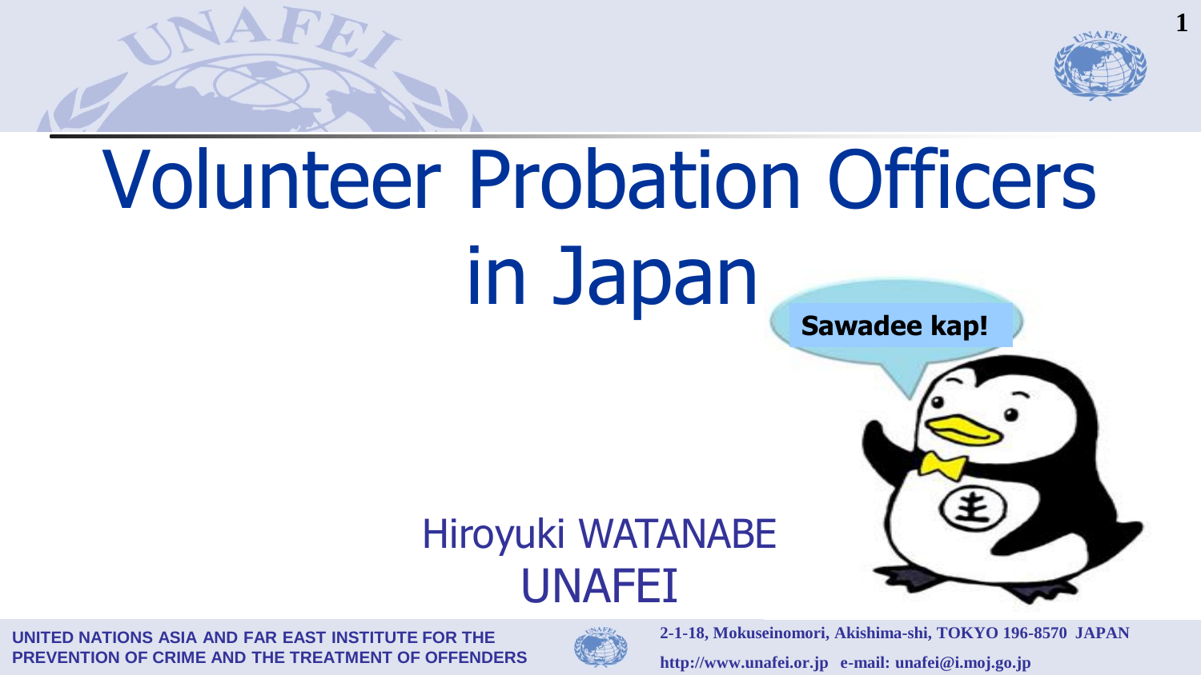# Volunteer Probation Officers in Japan

Sawadee kap!

Hiroyuki WATANABE
UNAFEI

UNITED NATIONS ASIA AND FAR EAST INSTITUTE FOR THE PREVENTION OF CRIME AND THE TREATMENT OF OFFENDERS

2-1-18, Mokuseinomori, Akishima-shi, TOKYO 196-8570 JAPAN

http://www.unafei.or.jp e-mail: unafei@i.moj.go.jp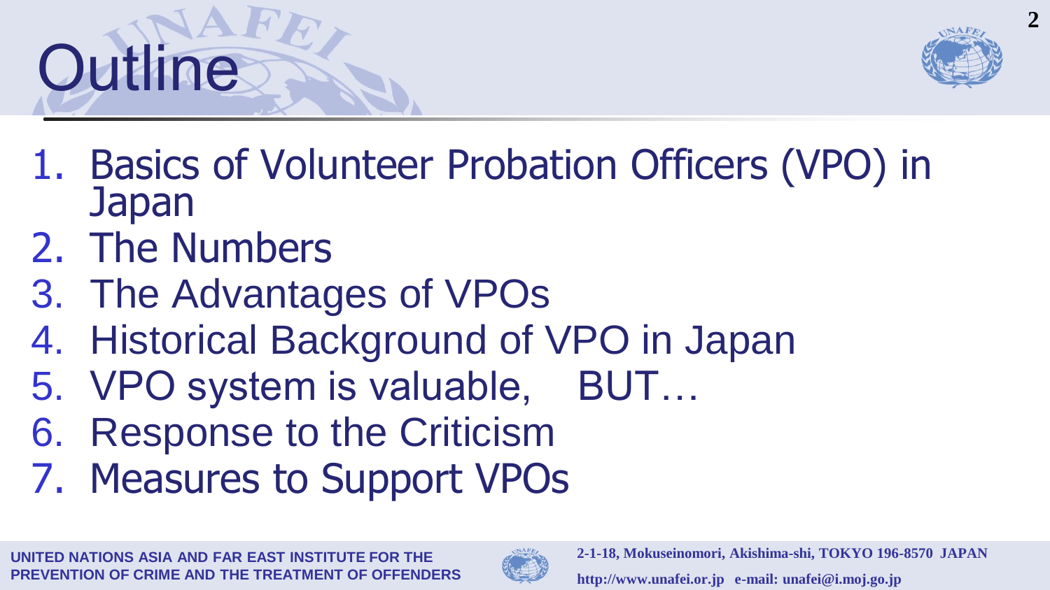# Outline

1. Basics of Volunteer Probation Officers (VPO) in Japan
2. The Numbers
3. The Advantages of VPOs
4. Historical Background of VPO in Japan
5. VPO system is valuable,　BUT…
6. Response to the Criticism
7. Measures to Support VPOs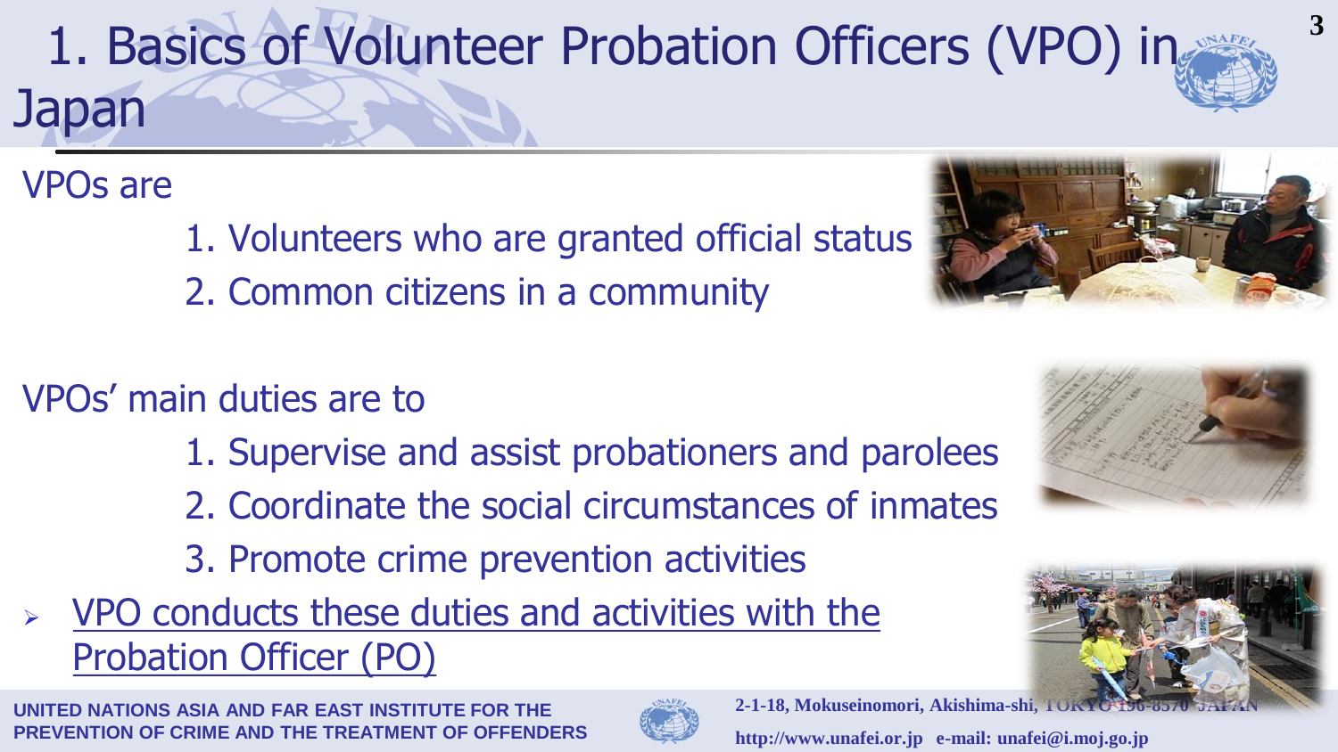# 1. Basics of Volunteer Probation Officers (VPO) in Japan

VPOs are

1. Volunteers who are granted official status
2. Common citizens in a community

VPOs' main duties are to

1. Supervise and assist probationers and parolees
2. Coordinate the social circumstances of inmates
3. Promote crime prevention activities

- VPO conducts these duties and activities with the Probation Officer (PO)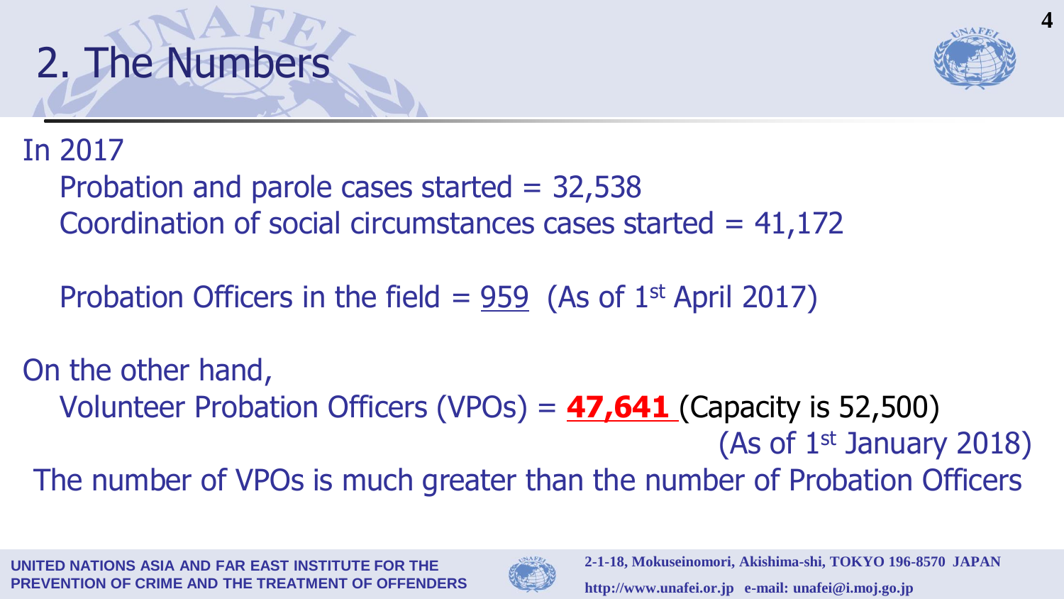# 2. The Numbers

In 2017

Probation and parole cases started = 32,538

Coordination of social circumstances cases started = 41,172

Probation Officers in the field = 959 (As of 1st April 2017)

On the other hand,

Volunteer Probation Officers (VPOs) = **47,641** (Capacity is 52,500)

(As of 1st January 2018)

The number of VPOs is much greater than the number of Probation Officers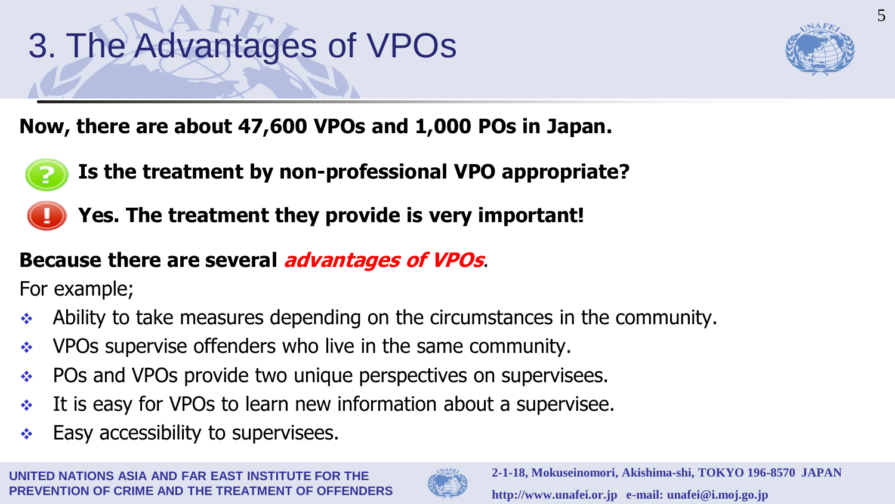# 3. The Advantages of VPOs

**Now, there are about 47,600 VPOs and 1,000 POs in Japan.**

**Is the treatment by non-professional VPO appropriate?**

**Yes. The treatment they provide is very important!**

**Because there are several *advantages of VPOs*.**

For example;

- Ability to take measures depending on the circumstances in the community.
- VPOs supervise offenders who live in the same community.
- POs and VPOs provide two unique perspectives on supervisees.
- It is easy for VPOs to learn new information about a supervisee.
- Easy accessibility to supervisees.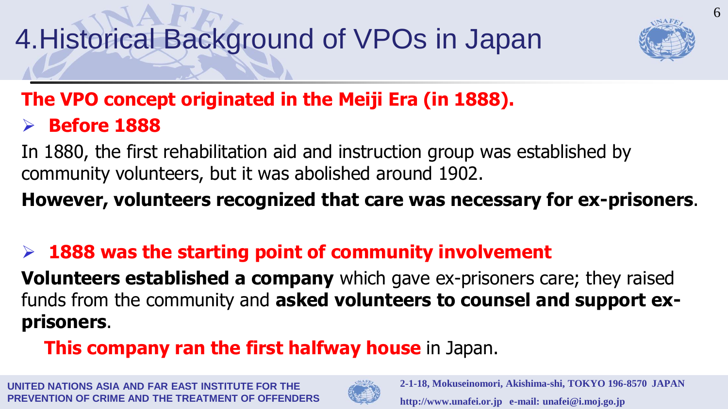# 4.Historical Background of VPOs in Japan

**The VPO concept originated in the Meiji Era (in 1888).**

- **Before 1888**

In 1880, the first rehabilitation aid and instruction group was established by community volunteers, but it was abolished around 1902.

**However, volunteers recognized that care was necessary for ex-prisoners**.

- **1888 was the starting point of community involvement**

**Volunteers established a company** which gave ex-prisoners care; they raised funds from the community and **asked volunteers to counsel and support ex-prisoners**.

**This company ran the first halfway house** in Japan.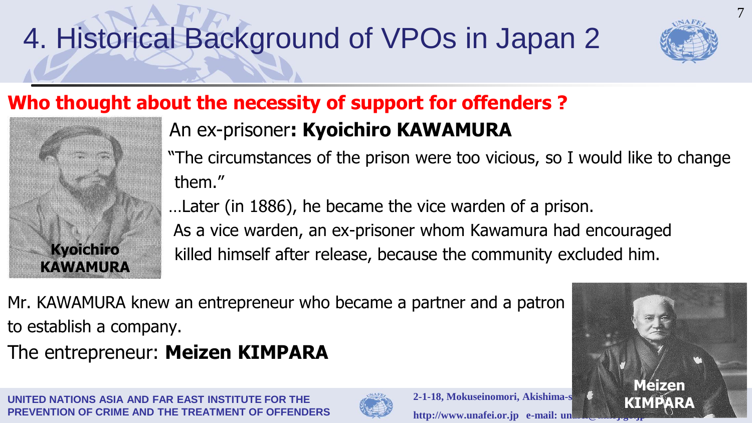# 4. Historical Background of VPOs in Japan 2

**Who thought about the necessity of support for offenders ?**

An ex-prisoner**: Kyoichiro KAWAMURA**

"The circumstances of the prison were too vicious, so I would like to change them."

…Later (in 1886), he became the vice warden of a prison.

As a vice warden, an ex-prisoner whom Kawamura had encouraged killed himself after release, because the community excluded him.

**Kyoichiro KAWAMURA**

Mr. KAWAMURA knew an entrepreneur who became a partner and a patron to establish a company.

The entrepreneur: **Meizen KIMPARA**

**Meizen KIMPARA**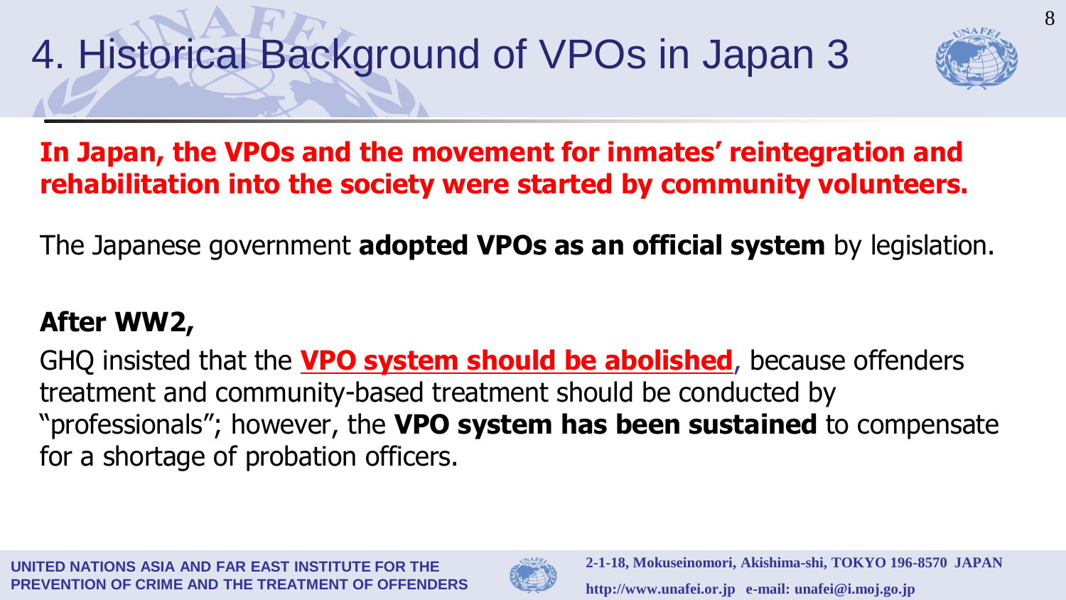# 4. Historical Background of VPOs in Japan 3

**In Japan, the VPOs and the movement for inmates' reintegration and rehabilitation into the society were started by community volunteers.**

The Japanese government **adopted VPOs as an official system** by legislation.

**After WW2,**

GHQ insisted that the **VPO system should be abolished**, because offenders treatment and community-based treatment should be conducted by "professionals"; however, the **VPO system has been sustained** to compensate for a shortage of probation officers.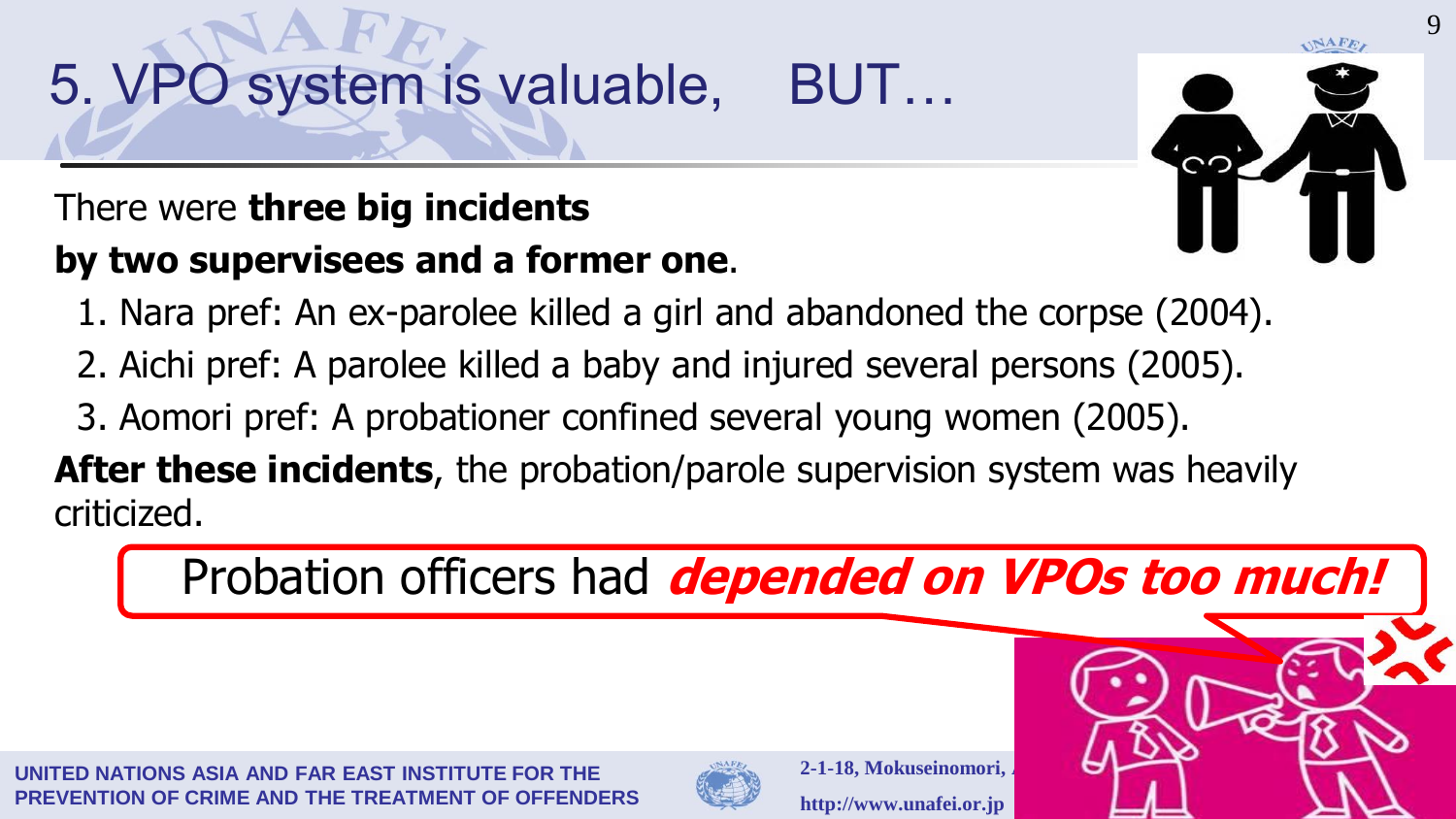# 5. VPO system is valuable,　BUT…

There were **three big incidents by two supervisees and a former one**.

1. Nara pref: An ex-parolee killed a girl and abandoned the corpse (2004).
2. Aichi pref: A parolee killed a baby and injured several persons (2005).
3. Aomori pref: A probationer confined several young women (2005).

**After these incidents**, the probation/parole supervision system was heavily criticized.

Probation officers had ***depended on VPOs too much!***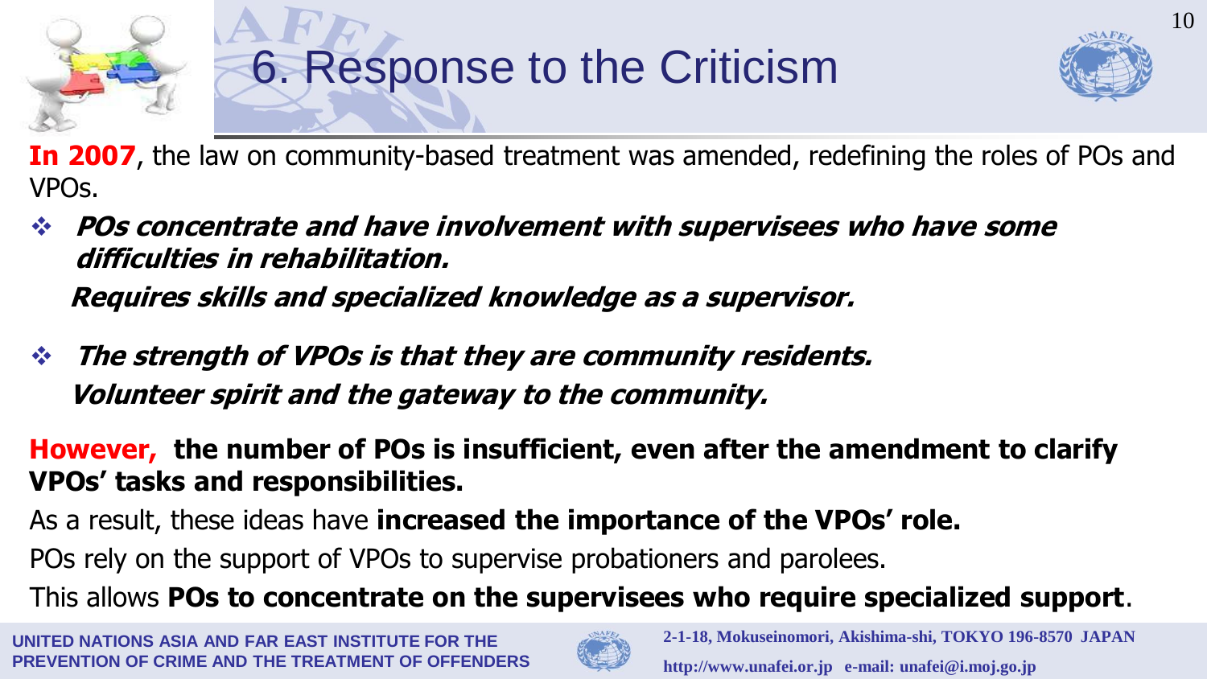# 6. Response to the Criticism

**In 2007**, the law on community-based treatment was amended, redefining the roles of POs and VPOs.

- ***POs concentrate and have involvement with supervisees who have some difficulties in rehabilitation.***

  ***Requires skills and specialized knowledge as a supervisor.***

- ***The strength of VPOs is that they are community residents.***

  ***Volunteer spirit and the gateway to the community.***

**However, the number of POs is insufficient, even after the amendment to clarify VPOs' tasks and responsibilities.**

As a result, these ideas have **increased the importance of the VPOs' role.**

POs rely on the support of VPOs to supervise probationers and parolees.

This allows **POs to concentrate on the supervisees who require specialized support**.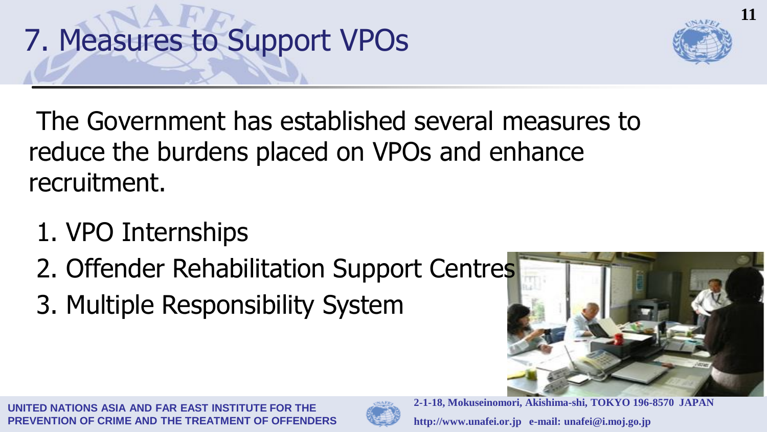# 7. Measures to Support VPOs

The Government has established several measures to reduce the burdens placed on VPOs and enhance recruitment.

1. VPO Internships
2. Offender Rehabilitation Support Centres
3. Multiple Responsibility System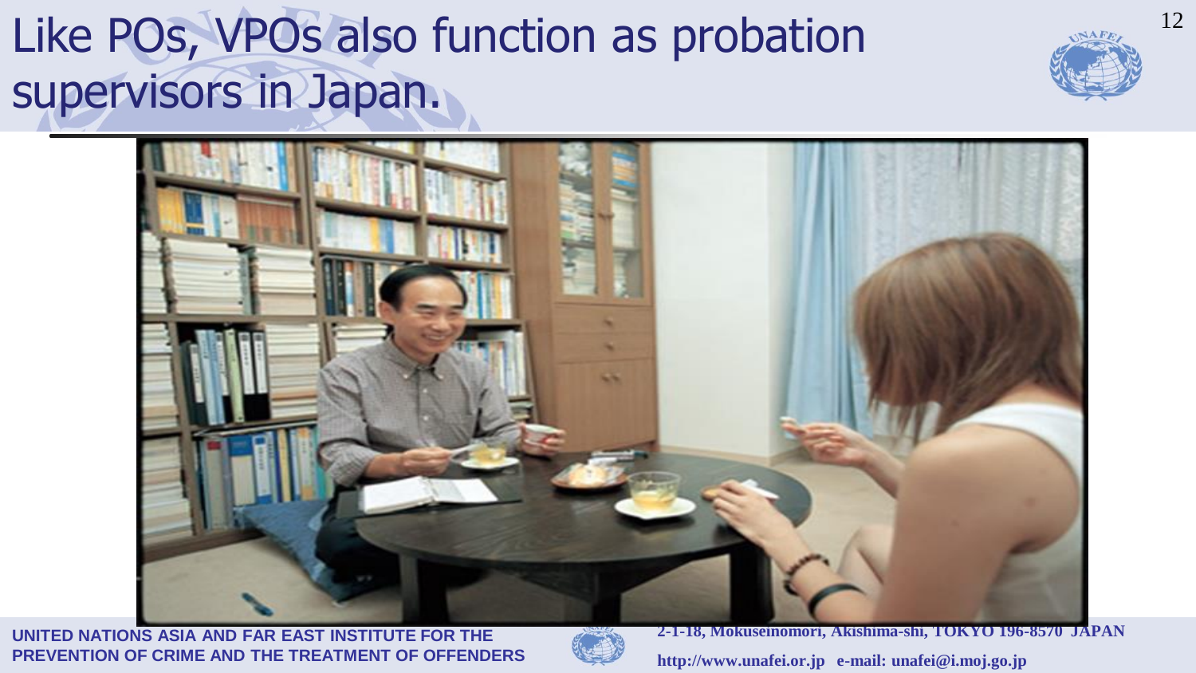# Like POs, VPOs also function as probation supervisors in Japan.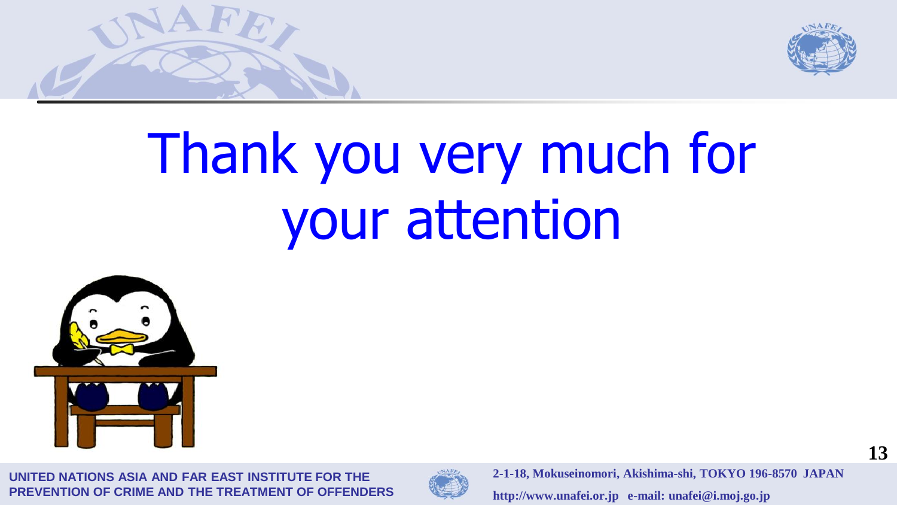# Thank you very much for your attention